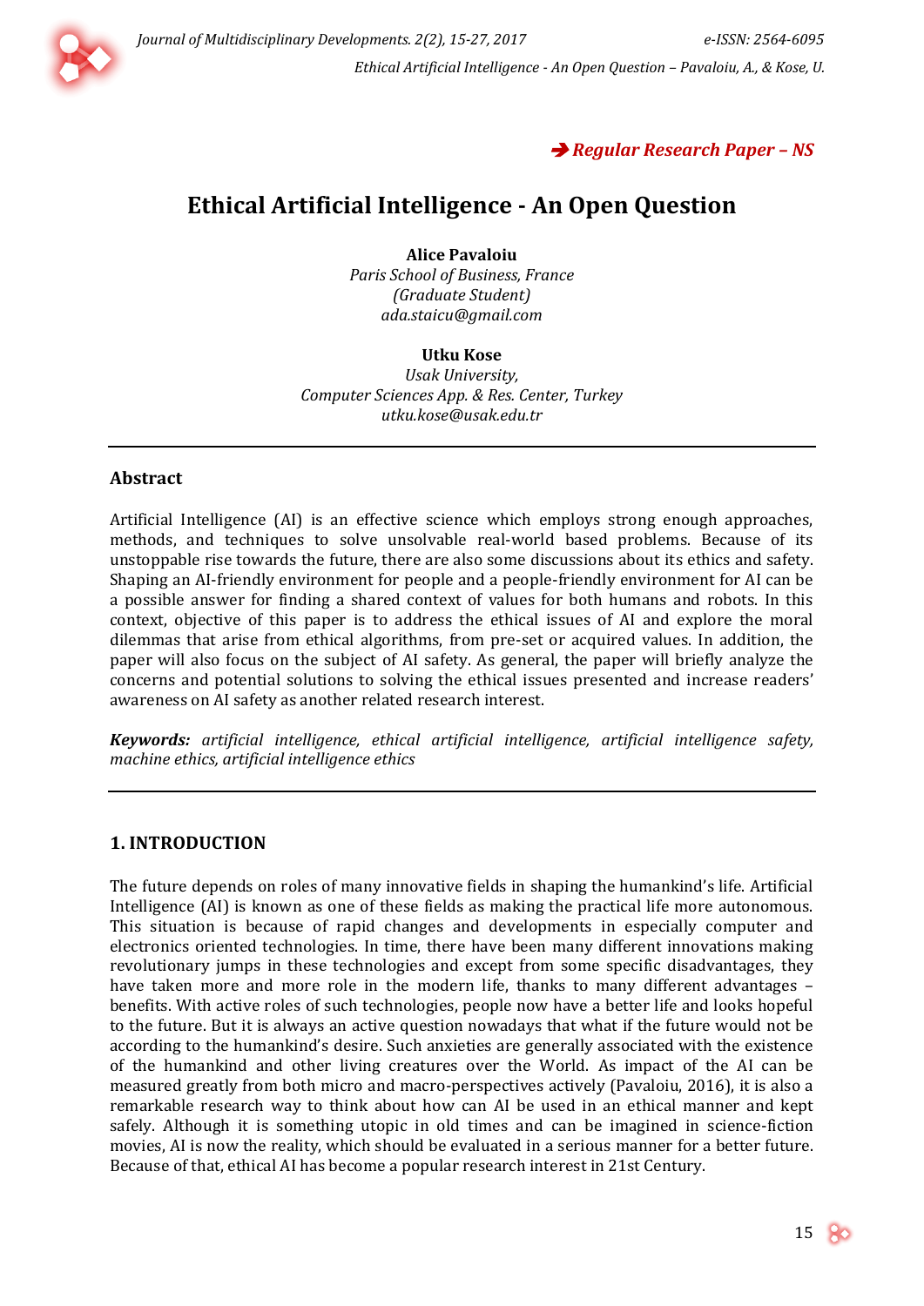➔ *Regular Research Paper – NS*

# Ethical Artificial Intelligence - An Open Question

**Alice Pavaloiu**
*Paris School of Business, France*
*(Graduate Student)*
*ada.staicu@gmail.com*

**Utku Kose**
*Usak University,*
*Computer Sciences App. & Res. Center, Turkey*
*utku.kose@usak.edu.tr*

---

## Abstract

Artificial Intelligence (AI) is an effective science which employs strong enough approaches, methods, and techniques to solve unsolvable real-world based problems. Because of its unstoppable rise towards the future, there are also some discussions about its ethics and safety. Shaping an AI-friendly environment for people and a people-friendly environment for AI can be a possible answer for finding a shared context of values for both humans and robots. In this context, objective of this paper is to address the ethical issues of AI and explore the moral dilemmas that arise from ethical algorithms, from pre-set or acquired values. In addition, the paper will also focus on the subject of AI safety. As general, the paper will briefly analyze the concerns and potential solutions to solving the ethical issues presented and increase readers' awareness on AI safety as another related research interest.

***Keywords:*** *artificial intelligence, ethical artificial intelligence, artificial intelligence safety, machine ethics, artificial intelligence ethics*

---

## 1. INTRODUCTION

The future depends on roles of many innovative fields in shaping the humankind's life. Artificial Intelligence (AI) is known as one of these fields as making the practical life more autonomous. This situation is because of rapid changes and developments in especially computer and electronics oriented technologies. In time, there have been many different innovations making revolutionary jumps in these technologies and except from some specific disadvantages, they have taken more and more role in the modern life, thanks to many different advantages – benefits. With active roles of such technologies, people now have a better life and looks hopeful to the future. But it is always an active question nowadays that what if the future would not be according to the humankind's desire. Such anxieties are generally associated with the existence of the humankind and other living creatures over the World. As impact of the AI can be measured greatly from both micro and macro-perspectives actively (Pavaloiu, 2016), it is also a remarkable research way to think about how can AI be used in an ethical manner and kept safely. Although it is something utopic in old times and can be imagined in science-fiction movies, AI is now the reality, which should be evaluated in a serious manner for a better future. Because of that, ethical AI has become a popular research interest in 21st Century.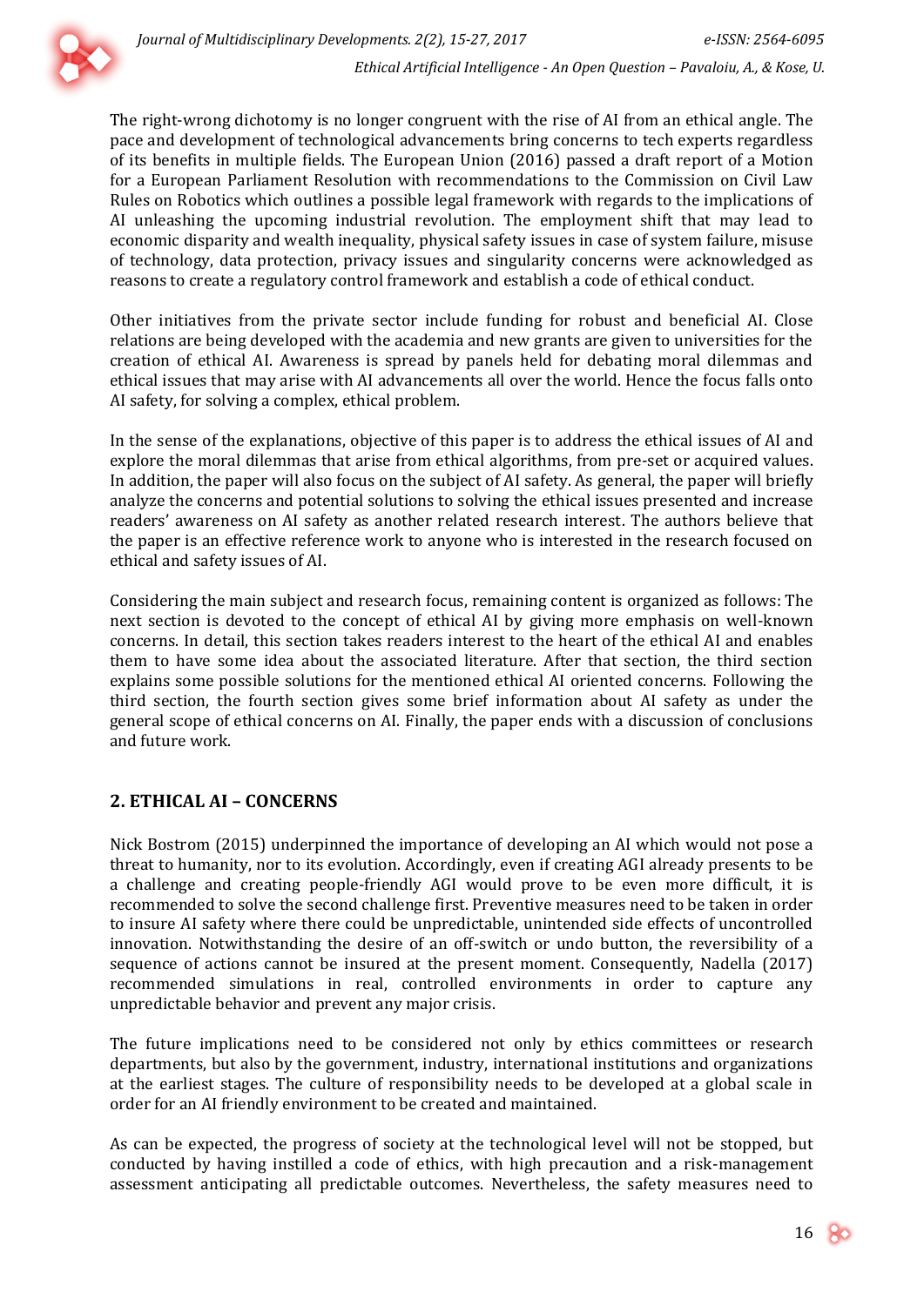The right-wrong dichotomy is no longer congruent with the rise of AI from an ethical angle. The pace and development of technological advancements bring concerns to tech experts regardless of its benefits in multiple fields. The European Union (2016) passed a draft report of a Motion for a European Parliament Resolution with recommendations to the Commission on Civil Law Rules on Robotics which outlines a possible legal framework with regards to the implications of AI unleashing the upcoming industrial revolution. The employment shift that may lead to economic disparity and wealth inequality, physical safety issues in case of system failure, misuse of technology, data protection, privacy issues and singularity concerns were acknowledged as reasons to create a regulatory control framework and establish a code of ethical conduct.

Other initiatives from the private sector include funding for robust and beneficial AI. Close relations are being developed with the academia and new grants are given to universities for the creation of ethical AI. Awareness is spread by panels held for debating moral dilemmas and ethical issues that may arise with AI advancements all over the world. Hence the focus falls onto AI safety, for solving a complex, ethical problem.

In the sense of the explanations, objective of this paper is to address the ethical issues of AI and explore the moral dilemmas that arise from ethical algorithms, from pre-set or acquired values. In addition, the paper will also focus on the subject of AI safety. As general, the paper will briefly analyze the concerns and potential solutions to solving the ethical issues presented and increase readers' awareness on AI safety as another related research interest. The authors believe that the paper is an effective reference work to anyone who is interested in the research focused on ethical and safety issues of AI.

Considering the main subject and research focus, remaining content is organized as follows: The next section is devoted to the concept of ethical AI by giving more emphasis on well-known concerns. In detail, this section takes readers interest to the heart of the ethical AI and enables them to have some idea about the associated literature. After that section, the third section explains some possible solutions for the mentioned ethical AI oriented concerns. Following the third section, the fourth section gives some brief information about AI safety as under the general scope of ethical concerns on AI. Finally, the paper ends with a discussion of conclusions and future work.

## 2. ETHICAL AI – CONCERNS

Nick Bostrom (2015) underpinned the importance of developing an AI which would not pose a threat to humanity, nor to its evolution. Accordingly, even if creating AGI already presents to be a challenge and creating people-friendly AGI would prove to be even more difficult, it is recommended to solve the second challenge first. Preventive measures need to be taken in order to insure AI safety where there could be unpredictable, unintended side effects of uncontrolled innovation. Notwithstanding the desire of an off-switch or undo button, the reversibility of a sequence of actions cannot be insured at the present moment. Consequently, Nadella (2017) recommended simulations in real, controlled environments in order to capture any unpredictable behavior and prevent any major crisis.

The future implications need to be considered not only by ethics committees or research departments, but also by the government, industry, international institutions and organizations at the earliest stages. The culture of responsibility needs to be developed at a global scale in order for an AI friendly environment to be created and maintained.

As can be expected, the progress of society at the technological level will not be stopped, but conducted by having instilled a code of ethics, with high precaution and a risk-management assessment anticipating all predictable outcomes. Nevertheless, the safety measures need to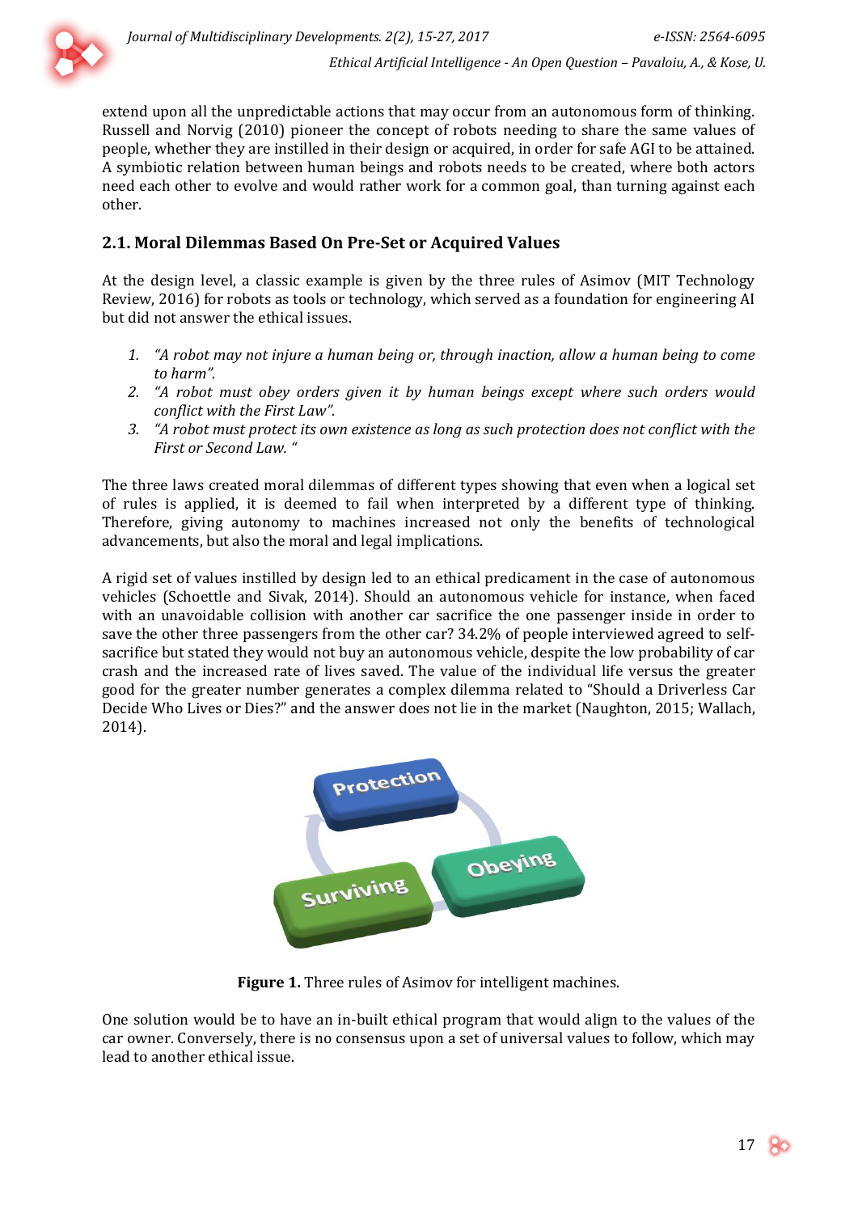extend upon all the unpredictable actions that may occur from an autonomous form of thinking. Russell and Norvig (2010) pioneer the concept of robots needing to share the same values of people, whether they are instilled in their design or acquired, in order for safe AGI to be attained. A symbiotic relation between human beings and robots needs to be created, where both actors need each other to evolve and would rather work for a common goal, than turning against each other.

## 2.1. Moral Dilemmas Based On Pre-Set or Acquired Values

At the design level, a classic example is given by the three rules of Asimov (MIT Technology Review, 2016) for robots as tools or technology, which served as a foundation for engineering AI but did not answer the ethical issues.

1. *"A robot may not injure a human being or, through inaction, allow a human being to come to harm".*
2. *"A robot must obey orders given it by human beings except where such orders would conflict with the First Law".*
3. *"A robot must protect its own existence as long as such protection does not conflict with the First or Second Law. "*

The three laws created moral dilemmas of different types showing that even when a logical set of rules is applied, it is deemed to fail when interpreted by a different type of thinking. Therefore, giving autonomy to machines increased not only the benefits of technological advancements, but also the moral and legal implications.

A rigid set of values instilled by design led to an ethical predicament in the case of autonomous vehicles (Schoettle and Sivak, 2014). Should an autonomous vehicle for instance, when faced with an unavoidable collision with another car sacrifice the one passenger inside in order to save the other three passengers from the other car? 34.2% of people interviewed agreed to self-sacrifice but stated they would not buy an autonomous vehicle, despite the low probability of car crash and the increased rate of lives saved. The value of the individual life versus the greater good for the greater number generates a complex dilemma related to "Should a Driverless Car Decide Who Lives or Dies?" and the answer does not lie in the market (Naughton, 2015; Wallach, 2014).

**Figure 1.** Three rules of Asimov for intelligent machines.

One solution would be to have an in-built ethical program that would align to the values of the car owner. Conversely, there is no consensus upon a set of universal values to follow, which may lead to another ethical issue.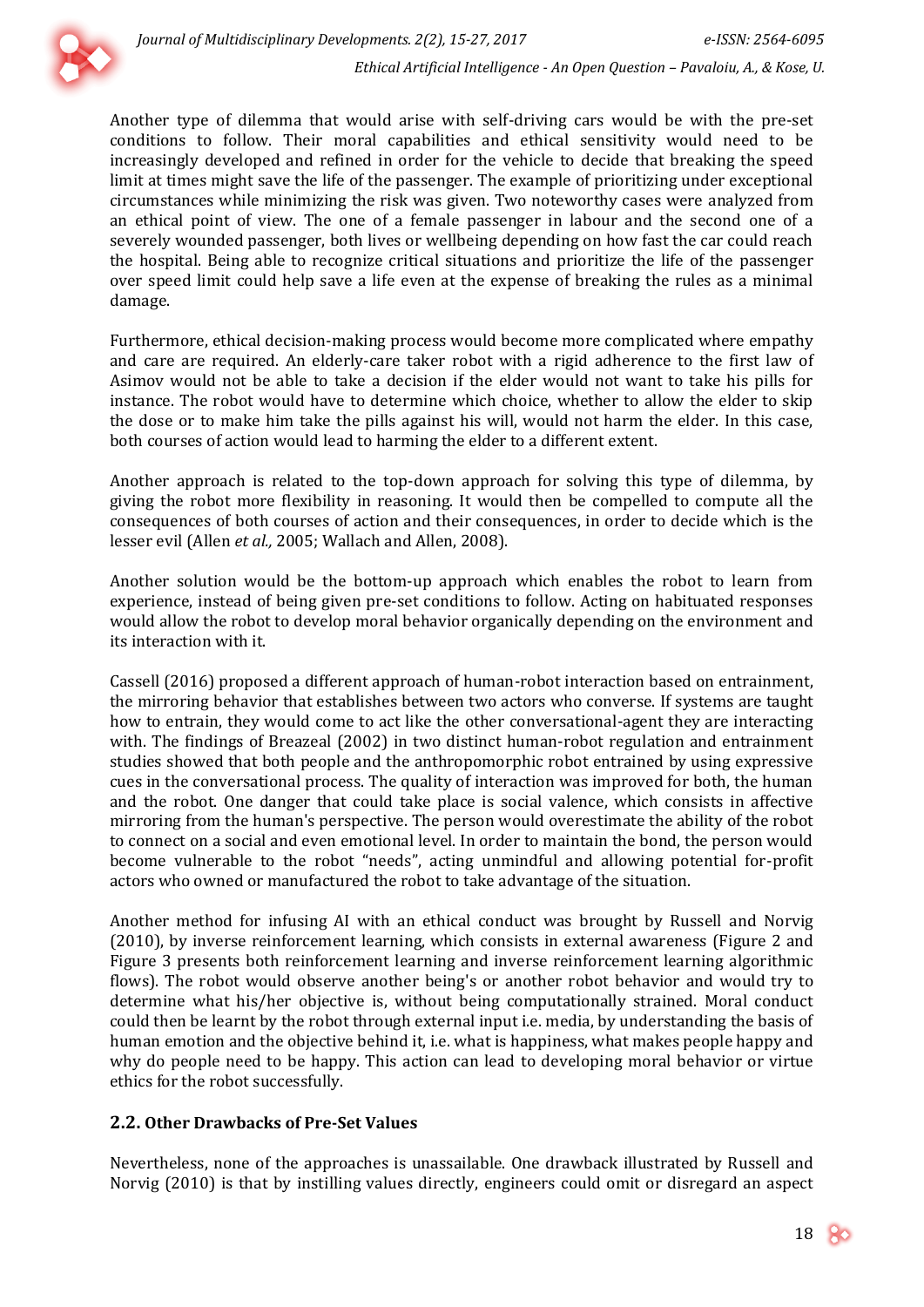Another type of dilemma that would arise with self-driving cars would be with the pre-set conditions to follow. Their moral capabilities and ethical sensitivity would need to be increasingly developed and refined in order for the vehicle to decide that breaking the speed limit at times might save the life of the passenger. The example of prioritizing under exceptional circumstances while minimizing the risk was given. Two noteworthy cases were analyzed from an ethical point of view. The one of a female passenger in labour and the second one of a severely wounded passenger, both lives or wellbeing depending on how fast the car could reach the hospital. Being able to recognize critical situations and prioritize the life of the passenger over speed limit could help save a life even at the expense of breaking the rules as a minimal damage.

Furthermore, ethical decision-making process would become more complicated where empathy and care are required. An elderly-care taker robot with a rigid adherence to the first law of Asimov would not be able to take a decision if the elder would not want to take his pills for instance. The robot would have to determine which choice, whether to allow the elder to skip the dose or to make him take the pills against his will, would not harm the elder. In this case, both courses of action would lead to harming the elder to a different extent.

Another approach is related to the top-down approach for solving this type of dilemma, by giving the robot more flexibility in reasoning. It would then be compelled to compute all the consequences of both courses of action and their consequences, in order to decide which is the lesser evil (Allen *et al.,* 2005; Wallach and Allen, 2008).

Another solution would be the bottom-up approach which enables the robot to learn from experience, instead of being given pre-set conditions to follow. Acting on habituated responses would allow the robot to develop moral behavior organically depending on the environment and its interaction with it.

Cassell (2016) proposed a different approach of human-robot interaction based on entrainment, the mirroring behavior that establishes between two actors who converse. If systems are taught how to entrain, they would come to act like the other conversational-agent they are interacting with. The findings of Breazeal (2002) in two distinct human-robot regulation and entrainment studies showed that both people and the anthropomorphic robot entrained by using expressive cues in the conversational process. The quality of interaction was improved for both, the human and the robot. One danger that could take place is social valence, which consists in affective mirroring from the human's perspective. The person would overestimate the ability of the robot to connect on a social and even emotional level. In order to maintain the bond, the person would become vulnerable to the robot "needs", acting unmindful and allowing potential for-profit actors who owned or manufactured the robot to take advantage of the situation.

Another method for infusing AI with an ethical conduct was brought by Russell and Norvig (2010), by inverse reinforcement learning, which consists in external awareness (Figure 2 and Figure 3 presents both reinforcement learning and inverse reinforcement learning algorithmic flows). The robot would observe another being's or another robot behavior and would try to determine what his/her objective is, without being computationally strained. Moral conduct could then be learnt by the robot through external input i.e. media, by understanding the basis of human emotion and the objective behind it, i.e. what is happiness, what makes people happy and why do people need to be happy. This action can lead to developing moral behavior or virtue ethics for the robot successfully.

## 2.2. Other Drawbacks of Pre-Set Values

Nevertheless, none of the approaches is unassailable. One drawback illustrated by Russell and Norvig (2010) is that by instilling values directly, engineers could omit or disregard an aspect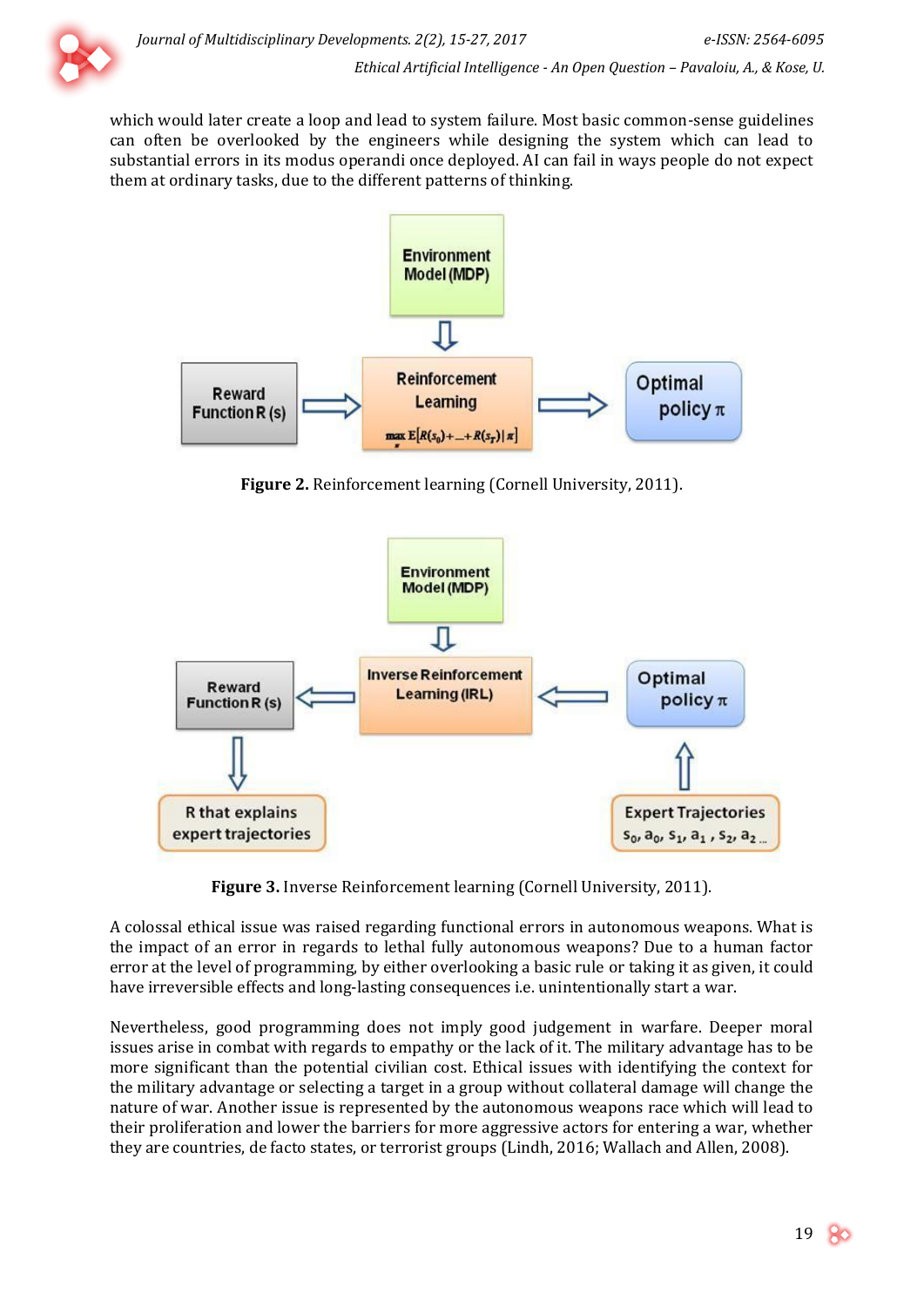which would later create a loop and lead to system failure. Most basic common-sense guidelines can often be overlooked by the engineers while designing the system which can lead to substantial errors in its modus operandi once deployed. AI can fail in ways people do not expect them at ordinary tasks, due to the different patterns of thinking.

**Figure 2.** Reinforcement learning (Cornell University, 2011).

**Figure 3.** Inverse Reinforcement learning (Cornell University, 2011).

A colossal ethical issue was raised regarding functional errors in autonomous weapons. What is the impact of an error in regards to lethal fully autonomous weapons? Due to a human factor error at the level of programming, by either overlooking a basic rule or taking it as given, it could have irreversible effects and long-lasting consequences i.e. unintentionally start a war.

Nevertheless, good programming does not imply good judgement in warfare. Deeper moral issues arise in combat with regards to empathy or the lack of it. The military advantage has to be more significant than the potential civilian cost. Ethical issues with identifying the context for the military advantage or selecting a target in a group without collateral damage will change the nature of war. Another issue is represented by the autonomous weapons race which will lead to their proliferation and lower the barriers for more aggressive actors for entering a war, whether they are countries, de facto states, or terrorist groups (Lindh, 2016; Wallach and Allen, 2008).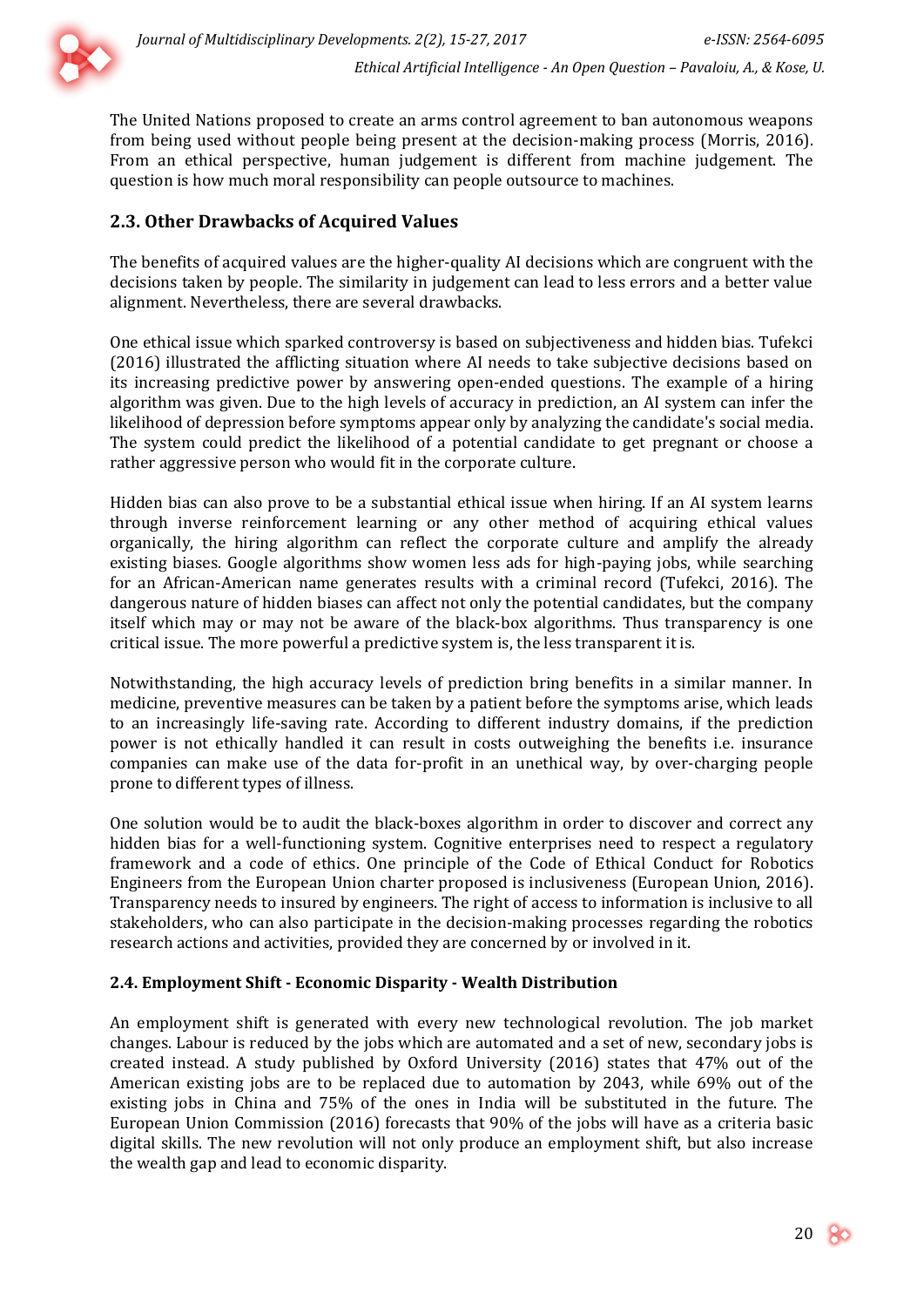The United Nations proposed to create an arms control agreement to ban autonomous weapons from being used without people being present at the decision-making process (Morris, 2016). From an ethical perspective, human judgement is different from machine judgement. The question is how much moral responsibility can people outsource to machines.

## 2.3. Other Drawbacks of Acquired Values

The benefits of acquired values are the higher-quality AI decisions which are congruent with the decisions taken by people. The similarity in judgement can lead to less errors and a better value alignment. Nevertheless, there are several drawbacks.

One ethical issue which sparked controversy is based on subjectiveness and hidden bias. Tufekci (2016) illustrated the afflicting situation where AI needs to take subjective decisions based on its increasing predictive power by answering open-ended questions. The example of a hiring algorithm was given. Due to the high levels of accuracy in prediction, an AI system can infer the likelihood of depression before symptoms appear only by analyzing the candidate's social media. The system could predict the likelihood of a potential candidate to get pregnant or choose a rather aggressive person who would fit in the corporate culture.

Hidden bias can also prove to be a substantial ethical issue when hiring. If an AI system learns through inverse reinforcement learning or any other method of acquiring ethical values organically, the hiring algorithm can reflect the corporate culture and amplify the already existing biases. Google algorithms show women less ads for high-paying jobs, while searching for an African-American name generates results with a criminal record (Tufekci, 2016). The dangerous nature of hidden biases can affect not only the potential candidates, but the company itself which may or may not be aware of the black-box algorithms. Thus transparency is one critical issue. The more powerful a predictive system is, the less transparent it is.

Notwithstanding, the high accuracy levels of prediction bring benefits in a similar manner. In medicine, preventive measures can be taken by a patient before the symptoms arise, which leads to an increasingly life-saving rate. According to different industry domains, if the prediction power is not ethically handled it can result in costs outweighing the benefits i.e. insurance companies can make use of the data for-profit in an unethical way, by over-charging people prone to different types of illness.

One solution would be to audit the black-boxes algorithm in order to discover and correct any hidden bias for a well-functioning system. Cognitive enterprises need to respect a regulatory framework and a code of ethics. One principle of the Code of Ethical Conduct for Robotics Engineers from the European Union charter proposed is inclusiveness (European Union, 2016). Transparency needs to insured by engineers. The right of access to information is inclusive to all stakeholders, who can also participate in the decision-making processes regarding the robotics research actions and activities, provided they are concerned by or involved in it.

### 2.4. Employment Shift - Economic Disparity - Wealth Distribution

An employment shift is generated with every new technological revolution. The job market changes. Labour is reduced by the jobs which are automated and a set of new, secondary jobs is created instead. A study published by Oxford University (2016) states that 47% out of the American existing jobs are to be replaced due to automation by 2043, while 69% out of the existing jobs in China and 75% of the ones in India will be substituted in the future. The European Union Commission (2016) forecasts that 90% of the jobs will have as a criteria basic digital skills. The new revolution will not only produce an employment shift, but also increase the wealth gap and lead to economic disparity.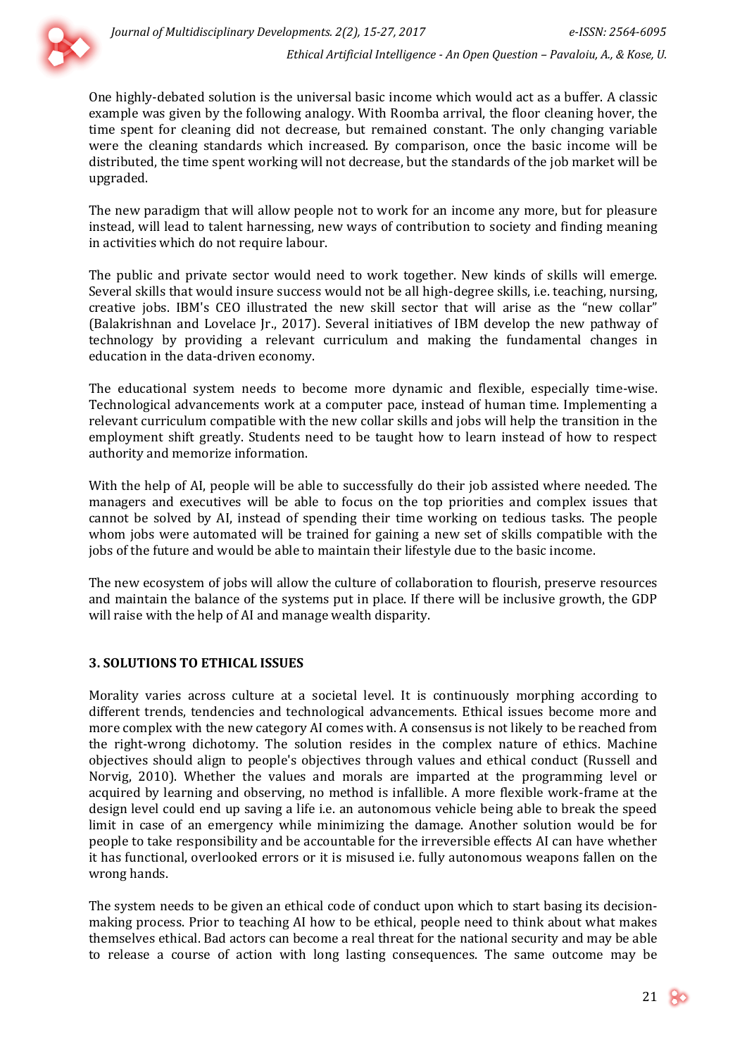One highly-debated solution is the universal basic income which would act as a buffer. A classic example was given by the following analogy. With Roomba arrival, the floor cleaning hover, the time spent for cleaning did not decrease, but remained constant. The only changing variable were the cleaning standards which increased. By comparison, once the basic income will be distributed, the time spent working will not decrease, but the standards of the job market will be upgraded.

The new paradigm that will allow people not to work for an income any more, but for pleasure instead, will lead to talent harnessing, new ways of contribution to society and finding meaning in activities which do not require labour.

The public and private sector would need to work together. New kinds of skills will emerge. Several skills that would insure success would not be all high-degree skills, i.e. teaching, nursing, creative jobs. IBM's CEO illustrated the new skill sector that will arise as the "new collar" (Balakrishnan and Lovelace Jr., 2017). Several initiatives of IBM develop the new pathway of technology by providing a relevant curriculum and making the fundamental changes in education in the data-driven economy.

The educational system needs to become more dynamic and flexible, especially time-wise. Technological advancements work at a computer pace, instead of human time. Implementing a relevant curriculum compatible with the new collar skills and jobs will help the transition in the employment shift greatly. Students need to be taught how to learn instead of how to respect authority and memorize information.

With the help of AI, people will be able to successfully do their job assisted where needed. The managers and executives will be able to focus on the top priorities and complex issues that cannot be solved by AI, instead of spending their time working on tedious tasks. The people whom jobs were automated will be trained for gaining a new set of skills compatible with the jobs of the future and would be able to maintain their lifestyle due to the basic income.

The new ecosystem of jobs will allow the culture of collaboration to flourish, preserve resources and maintain the balance of the systems put in place. If there will be inclusive growth, the GDP will raise with the help of AI and manage wealth disparity.

## 3. SOLUTIONS TO ETHICAL ISSUES

Morality varies across culture at a societal level. It is continuously morphing according to different trends, tendencies and technological advancements. Ethical issues become more and more complex with the new category AI comes with. A consensus is not likely to be reached from the right-wrong dichotomy. The solution resides in the complex nature of ethics. Machine objectives should align to people's objectives through values and ethical conduct (Russell and Norvig, 2010). Whether the values and morals are imparted at the programming level or acquired by learning and observing, no method is infallible. A more flexible work-frame at the design level could end up saving a life i.e. an autonomous vehicle being able to break the speed limit in case of an emergency while minimizing the damage. Another solution would be for people to take responsibility and be accountable for the irreversible effects AI can have whether it has functional, overlooked errors or it is misused i.e. fully autonomous weapons fallen on the wrong hands.

The system needs to be given an ethical code of conduct upon which to start basing its decision-making process. Prior to teaching AI how to be ethical, people need to think about what makes themselves ethical. Bad actors can become a real threat for the national security and may be able to release a course of action with long lasting consequences. The same outcome may be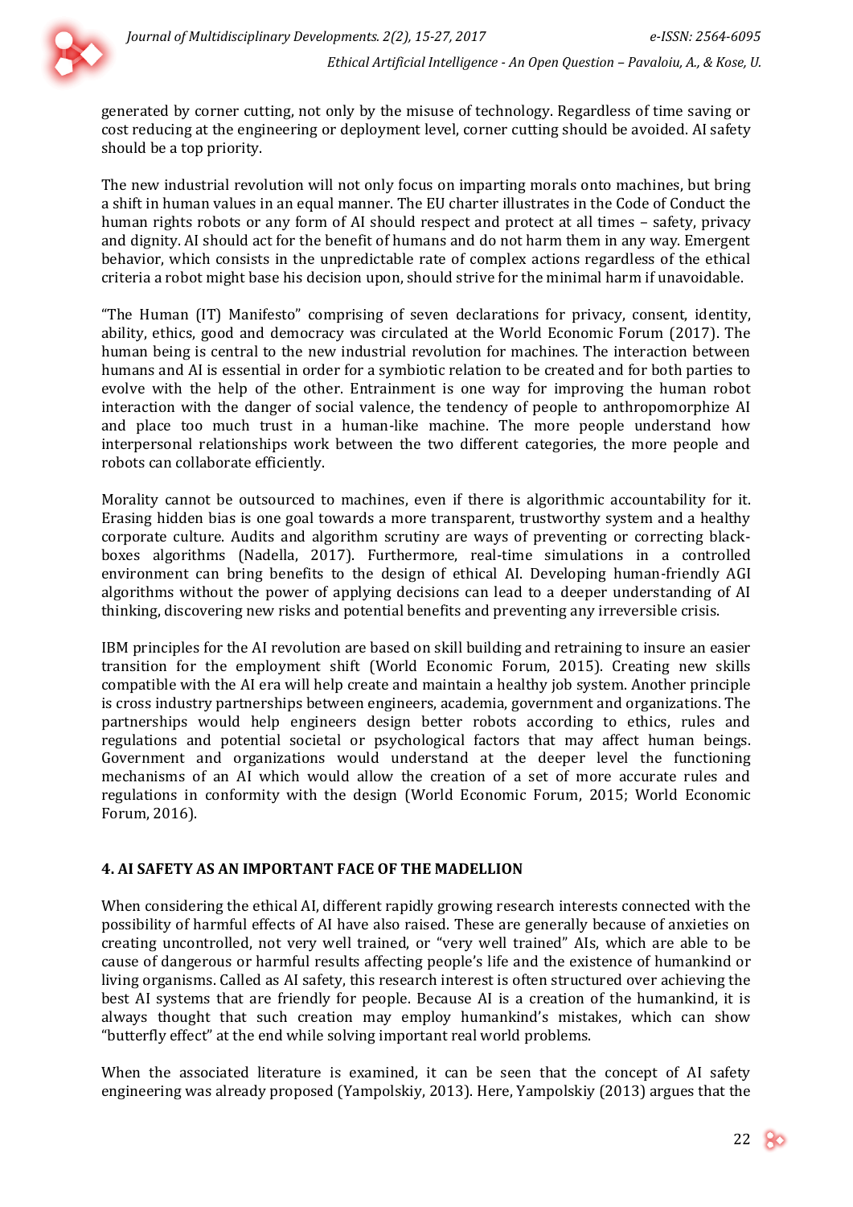generated by corner cutting, not only by the misuse of technology. Regardless of time saving or cost reducing at the engineering or deployment level, corner cutting should be avoided. AI safety should be a top priority.

The new industrial revolution will not only focus on imparting morals onto machines, but bring a shift in human values in an equal manner. The EU charter illustrates in the Code of Conduct the human rights robots or any form of AI should respect and protect at all times – safety, privacy and dignity. AI should act for the benefit of humans and do not harm them in any way. Emergent behavior, which consists in the unpredictable rate of complex actions regardless of the ethical criteria a robot might base his decision upon, should strive for the minimal harm if unavoidable.

"The Human (IT) Manifesto" comprising of seven declarations for privacy, consent, identity, ability, ethics, good and democracy was circulated at the World Economic Forum (2017). The human being is central to the new industrial revolution for machines. The interaction between humans and AI is essential in order for a symbiotic relation to be created and for both parties to evolve with the help of the other. Entrainment is one way for improving the human robot interaction with the danger of social valence, the tendency of people to anthropomorphize AI and place too much trust in a human-like machine. The more people understand how interpersonal relationships work between the two different categories, the more people and robots can collaborate efficiently.

Morality cannot be outsourced to machines, even if there is algorithmic accountability for it. Erasing hidden bias is one goal towards a more transparent, trustworthy system and a healthy corporate culture. Audits and algorithm scrutiny are ways of preventing or correcting black-boxes algorithms (Nadella, 2017). Furthermore, real-time simulations in a controlled environment can bring benefits to the design of ethical AI. Developing human-friendly AGI algorithms without the power of applying decisions can lead to a deeper understanding of AI thinking, discovering new risks and potential benefits and preventing any irreversible crisis.

IBM principles for the AI revolution are based on skill building and retraining to insure an easier transition for the employment shift (World Economic Forum, 2015). Creating new skills compatible with the AI era will help create and maintain a healthy job system. Another principle is cross industry partnerships between engineers, academia, government and organizations. The partnerships would help engineers design better robots according to ethics, rules and regulations and potential societal or psychological factors that may affect human beings. Government and organizations would understand at the deeper level the functioning mechanisms of an AI which would allow the creation of a set of more accurate rules and regulations in conformity with the design (World Economic Forum, 2015; World Economic Forum, 2016).

## 4. AI SAFETY AS AN IMPORTANT FACE OF THE MADELLION

When considering the ethical AI, different rapidly growing research interests connected with the possibility of harmful effects of AI have also raised. These are generally because of anxieties on creating uncontrolled, not very well trained, or "very well trained" AIs, which are able to be cause of dangerous or harmful results affecting people's life and the existence of humankind or living organisms. Called as AI safety, this research interest is often structured over achieving the best AI systems that are friendly for people. Because AI is a creation of the humankind, it is always thought that such creation may employ humankind's mistakes, which can show "butterfly effect" at the end while solving important real world problems.

When the associated literature is examined, it can be seen that the concept of AI safety engineering was already proposed (Yampolskiy, 2013). Here, Yampolskiy (2013) argues that the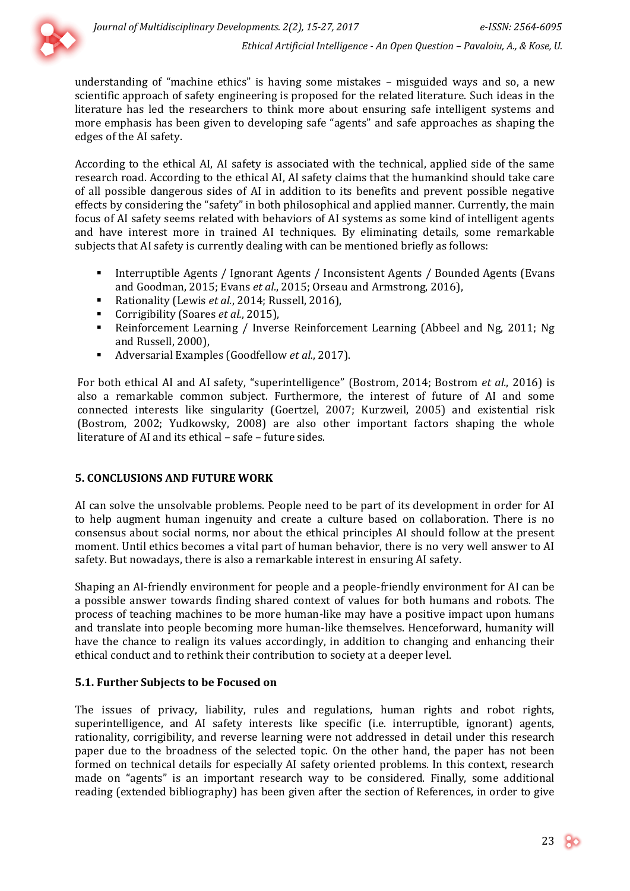understanding of "machine ethics" is having some mistakes – misguided ways and so, a new scientific approach of safety engineering is proposed for the related literature. Such ideas in the literature has led the researchers to think more about ensuring safe intelligent systems and more emphasis has been given to developing safe "agents" and safe approaches as shaping the edges of the AI safety.

According to the ethical AI, AI safety is associated with the technical, applied side of the same research road. According to the ethical AI, AI safety claims that the humankind should take care of all possible dangerous sides of AI in addition to its benefits and prevent possible negative effects by considering the "safety" in both philosophical and applied manner. Currently, the main focus of AI safety seems related with behaviors of AI systems as some kind of intelligent agents and have interest more in trained AI techniques. By eliminating details, some remarkable subjects that AI safety is currently dealing with can be mentioned briefly as follows:

- Interruptible Agents / Ignorant Agents / Inconsistent Agents / Bounded Agents (Evans and Goodman, 2015; Evans *et al.*, 2015; Orseau and Armstrong, 2016),
- Rationality (Lewis *et al.*, 2014; Russell, 2016),
- Corrigibility (Soares *et al.*, 2015),
- Reinforcement Learning / Inverse Reinforcement Learning (Abbeel and Ng, 2011; Ng and Russell, 2000),
- Adversarial Examples (Goodfellow *et al.*, 2017).

For both ethical AI and AI safety, "superintelligence" (Bostrom, 2014; Bostrom *et al.*, 2016) is also a remarkable common subject. Furthermore, the interest of future of AI and some connected interests like singularity (Goertzel, 2007; Kurzweil, 2005) and existential risk (Bostrom, 2002; Yudkowsky, 2008) are also other important factors shaping the whole literature of AI and its ethical – safe – future sides.

## 5. CONCLUSIONS AND FUTURE WORK

AI can solve the unsolvable problems. People need to be part of its development in order for AI to help augment human ingenuity and create a culture based on collaboration. There is no consensus about social norms, nor about the ethical principles AI should follow at the present moment. Until ethics becomes a vital part of human behavior, there is no very well answer to AI safety. But nowadays, there is also a remarkable interest in ensuring AI safety.

Shaping an AI-friendly environment for people and a people-friendly environment for AI can be a possible answer towards finding shared context of values for both humans and robots. The process of teaching machines to be more human-like may have a positive impact upon humans and translate into people becoming more human-like themselves. Henceforward, humanity will have the chance to realign its values accordingly, in addition to changing and enhancing their ethical conduct and to rethink their contribution to society at a deeper level.

### 5.1. Further Subjects to be Focused on

The issues of privacy, liability, rules and regulations, human rights and robot rights, superintelligence, and AI safety interests like specific (i.e. interruptible, ignorant) agents, rationality, corrigibility, and reverse learning were not addressed in detail under this research paper due to the broadness of the selected topic. On the other hand, the paper has not been formed on technical details for especially AI safety oriented problems. In this context, research made on "agents" is an important research way to be considered. Finally, some additional reading (extended bibliography) has been given after the section of References, in order to give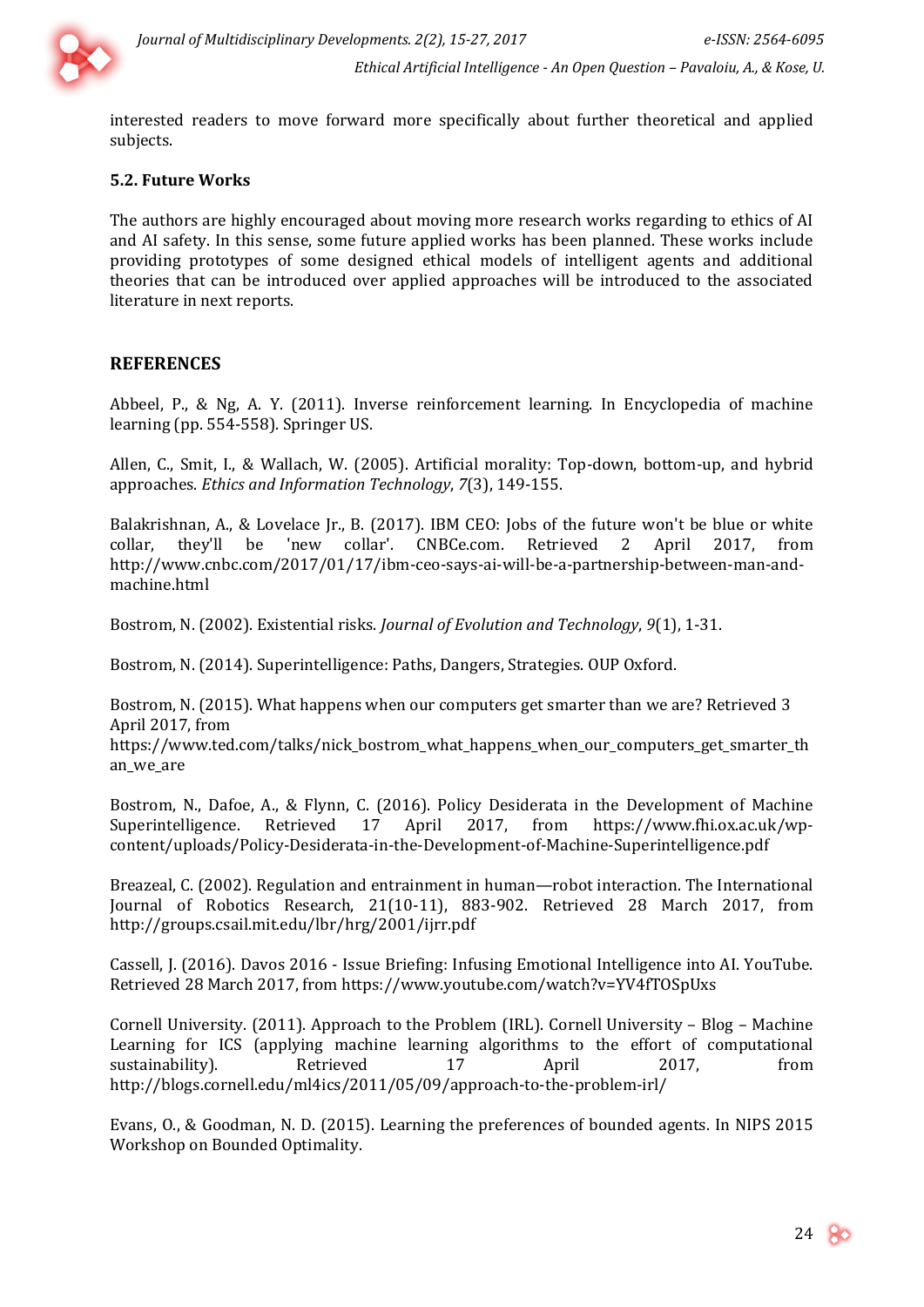interested readers to move forward more specifically about further theoretical and applied subjects.

### 5.2. Future Works

The authors are highly encouraged about moving more research works regarding to ethics of AI and AI safety. In this sense, some future applied works has been planned. These works include providing prototypes of some designed ethical models of intelligent agents and additional theories that can be introduced over applied approaches will be introduced to the associated literature in next reports.

## REFERENCES

Abbeel, P., & Ng, A. Y. (2011). Inverse reinforcement learning. In Encyclopedia of machine learning (pp. 554-558). Springer US.

Allen, C., Smit, I., & Wallach, W. (2005). Artificial morality: Top-down, bottom-up, and hybrid approaches. *Ethics and Information Technology*, *7*(3), 149-155.

Balakrishnan, A., & Lovelace Jr., B. (2017). IBM CEO: Jobs of the future won't be blue or white collar, they'll be 'new collar'. CNBCe.com. Retrieved 2 April 2017, from http://www.cnbc.com/2017/01/17/ibm-ceo-says-ai-will-be-a-partnership-between-man-and-machine.html

Bostrom, N. (2002). Existential risks. *Journal of Evolution and Technology*, *9*(1), 1-31.

Bostrom, N. (2014). Superintelligence: Paths, Dangers, Strategies. OUP Oxford.

Bostrom, N. (2015). What happens when our computers get smarter than we are? Retrieved 3 April 2017, from https://www.ted.com/talks/nick_bostrom_what_happens_when_our_computers_get_smarter_than_we_are

Bostrom, N., Dafoe, A., & Flynn, C. (2016). Policy Desiderata in the Development of Machine Superintelligence. Retrieved 17 April 2017, from https://www.fhi.ox.ac.uk/wp-content/uploads/Policy-Desiderata-in-the-Development-of-Machine-Superintelligence.pdf

Breazeal, C. (2002). Regulation and entrainment in human—robot interaction. The International Journal of Robotics Research, 21(10-11), 883-902. Retrieved 28 March 2017, from http://groups.csail.mit.edu/lbr/hrg/2001/ijrr.pdf

Cassell, J. (2016). Davos 2016 - Issue Briefing: Infusing Emotional Intelligence into AI. YouTube. Retrieved 28 March 2017, from https://www.youtube.com/watch?v=YV4fTOSpUxs

Cornell University. (2011). Approach to the Problem (IRL). Cornell University – Blog – Machine Learning for ICS (applying machine learning algorithms to the effort of computational sustainability). Retrieved 17 April 2017, from http://blogs.cornell.edu/ml4ics/2011/05/09/approach-to-the-problem-irl/

Evans, O., & Goodman, N. D. (2015). Learning the preferences of bounded agents. In NIPS 2015 Workshop on Bounded Optimality.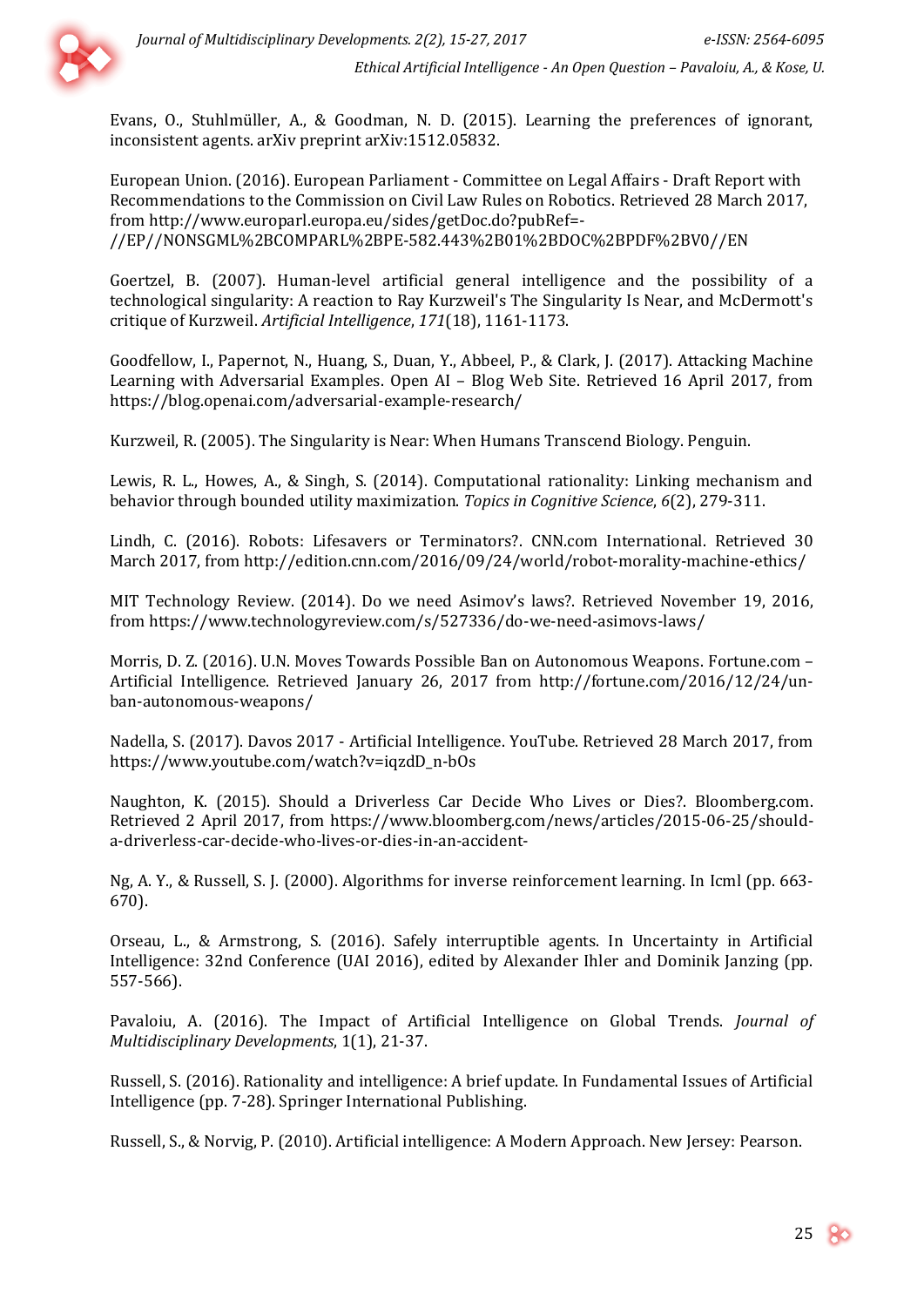Evans, O., Stuhlmüller, A., & Goodman, N. D. (2015). Learning the preferences of ignorant, inconsistent agents. arXiv preprint arXiv:1512.05832.

European Union. (2016). European Parliament - Committee on Legal Affairs - Draft Report with Recommendations to the Commission on Civil Law Rules on Robotics. Retrieved 28 March 2017, from http://www.europarl.europa.eu/sides/getDoc.do?pubRef=-//EP//NONSGML%2BCOMPARL%2BPE-582.443%2B01%2BDOC%2BPDF%2BV0//EN

Goertzel, B. (2007). Human-level artificial general intelligence and the possibility of a technological singularity: A reaction to Ray Kurzweil's The Singularity Is Near, and McDermott's critique of Kurzweil. *Artificial Intelligence*, *171*(18), 1161-1173.

Goodfellow, I., Papernot, N., Huang, S., Duan, Y., Abbeel, P., & Clark, J. (2017). Attacking Machine Learning with Adversarial Examples. Open AI – Blog Web Site. Retrieved 16 April 2017, from https://blog.openai.com/adversarial-example-research/

Kurzweil, R. (2005). The Singularity is Near: When Humans Transcend Biology. Penguin.

Lewis, R. L., Howes, A., & Singh, S. (2014). Computational rationality: Linking mechanism and behavior through bounded utility maximization. *Topics in Cognitive Science*, *6*(2), 279-311.

Lindh, C. (2016). Robots: Lifesavers or Terminators?. CNN.com International. Retrieved 30 March 2017, from http://edition.cnn.com/2016/09/24/world/robot-morality-machine-ethics/

MIT Technology Review. (2014). Do we need Asimov's laws?. Retrieved November 19, 2016, from https://www.technologyreview.com/s/527336/do-we-need-asimovs-laws/

Morris, D. Z. (2016). U.N. Moves Towards Possible Ban on Autonomous Weapons. Fortune.com – Artificial Intelligence. Retrieved January 26, 2017 from http://fortune.com/2016/12/24/un-ban-autonomous-weapons/

Nadella, S. (2017). Davos 2017 - Artificial Intelligence. YouTube. Retrieved 28 March 2017, from https://www.youtube.com/watch?v=iqzdD_n-bOs

Naughton, K. (2015). Should a Driverless Car Decide Who Lives or Dies?. Bloomberg.com. Retrieved 2 April 2017, from https://www.bloomberg.com/news/articles/2015-06-25/should-a-driverless-car-decide-who-lives-or-dies-in-an-accident-

Ng, A. Y., & Russell, S. J. (2000). Algorithms for inverse reinforcement learning. In Icml (pp. 663-670).

Orseau, L., & Armstrong, S. (2016). Safely interruptible agents. In Uncertainty in Artificial Intelligence: 32nd Conference (UAI 2016), edited by Alexander Ihler and Dominik Janzing (pp. 557-566).

Pavaloiu, A. (2016). The Impact of Artificial Intelligence on Global Trends. *Journal of Multidisciplinary Developments*, 1(1), 21-37.

Russell, S. (2016). Rationality and intelligence: A brief update. In Fundamental Issues of Artificial Intelligence (pp. 7-28). Springer International Publishing.

Russell, S., & Norvig, P. (2010). Artificial intelligence: A Modern Approach. New Jersey: Pearson.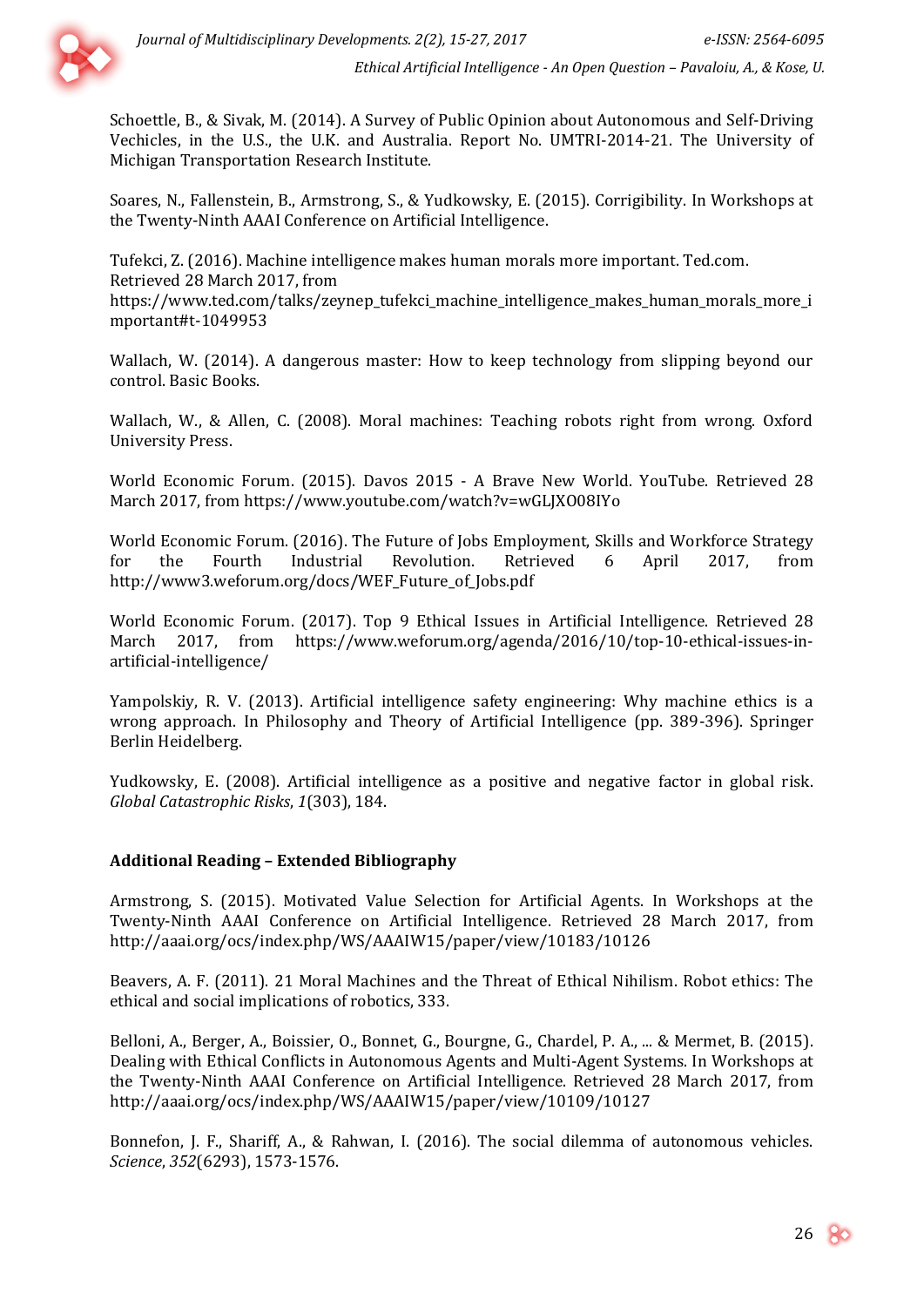Schoettle, B., & Sivak, M. (2014). A Survey of Public Opinion about Autonomous and Self-Driving Vechicles, in the U.S., the U.K. and Australia. Report No. UMTRI-2014-21. The University of Michigan Transportation Research Institute.

Soares, N., Fallenstein, B., Armstrong, S., & Yudkowsky, E. (2015). Corrigibility. In Workshops at the Twenty-Ninth AAAI Conference on Artificial Intelligence.

Tufekci, Z. (2016). Machine intelligence makes human morals more important. Ted.com. Retrieved 28 March 2017, from https://www.ted.com/talks/zeynep_tufekci_machine_intelligence_makes_human_morals_more_important#t-1049953

Wallach, W. (2014). A dangerous master: How to keep technology from slipping beyond our control. Basic Books.

Wallach, W., & Allen, C. (2008). Moral machines: Teaching robots right from wrong. Oxford University Press.

World Economic Forum. (2015). Davos 2015 - A Brave New World. YouTube. Retrieved 28 March 2017, from https://www.youtube.com/watch?v=wGLJXO08IYo

World Economic Forum. (2016). The Future of Jobs Employment, Skills and Workforce Strategy for the Fourth Industrial Revolution. Retrieved 6 April 2017, from http://www3.weforum.org/docs/WEF_Future_of_Jobs.pdf

World Economic Forum. (2017). Top 9 Ethical Issues in Artificial Intelligence. Retrieved 28 March 2017, from https://www.weforum.org/agenda/2016/10/top-10-ethical-issues-in-artificial-intelligence/

Yampolskiy, R. V. (2013). Artificial intelligence safety engineering: Why machine ethics is a wrong approach. In Philosophy and Theory of Artificial Intelligence (pp. 389-396). Springer Berlin Heidelberg.

Yudkowsky, E. (2008). Artificial intelligence as a positive and negative factor in global risk. *Global Catastrophic Risks*, *1*(303), 184.

**Additional Reading – Extended Bibliography**

Armstrong, S. (2015). Motivated Value Selection for Artificial Agents. In Workshops at the Twenty-Ninth AAAI Conference on Artificial Intelligence. Retrieved 28 March 2017, from http://aaai.org/ocs/index.php/WS/AAAIW15/paper/view/10183/10126

Beavers, A. F. (2011). 21 Moral Machines and the Threat of Ethical Nihilism. Robot ethics: The ethical and social implications of robotics, 333.

Belloni, A., Berger, A., Boissier, O., Bonnet, G., Bourgne, G., Chardel, P. A., ... & Mermet, B. (2015). Dealing with Ethical Conflicts in Autonomous Agents and Multi-Agent Systems. In Workshops at the Twenty-Ninth AAAI Conference on Artificial Intelligence. Retrieved 28 March 2017, from http://aaai.org/ocs/index.php/WS/AAAIW15/paper/view/10109/10127

Bonnefon, J. F., Shariff, A., & Rahwan, I. (2016). The social dilemma of autonomous vehicles. *Science*, *352*(6293), 1573-1576.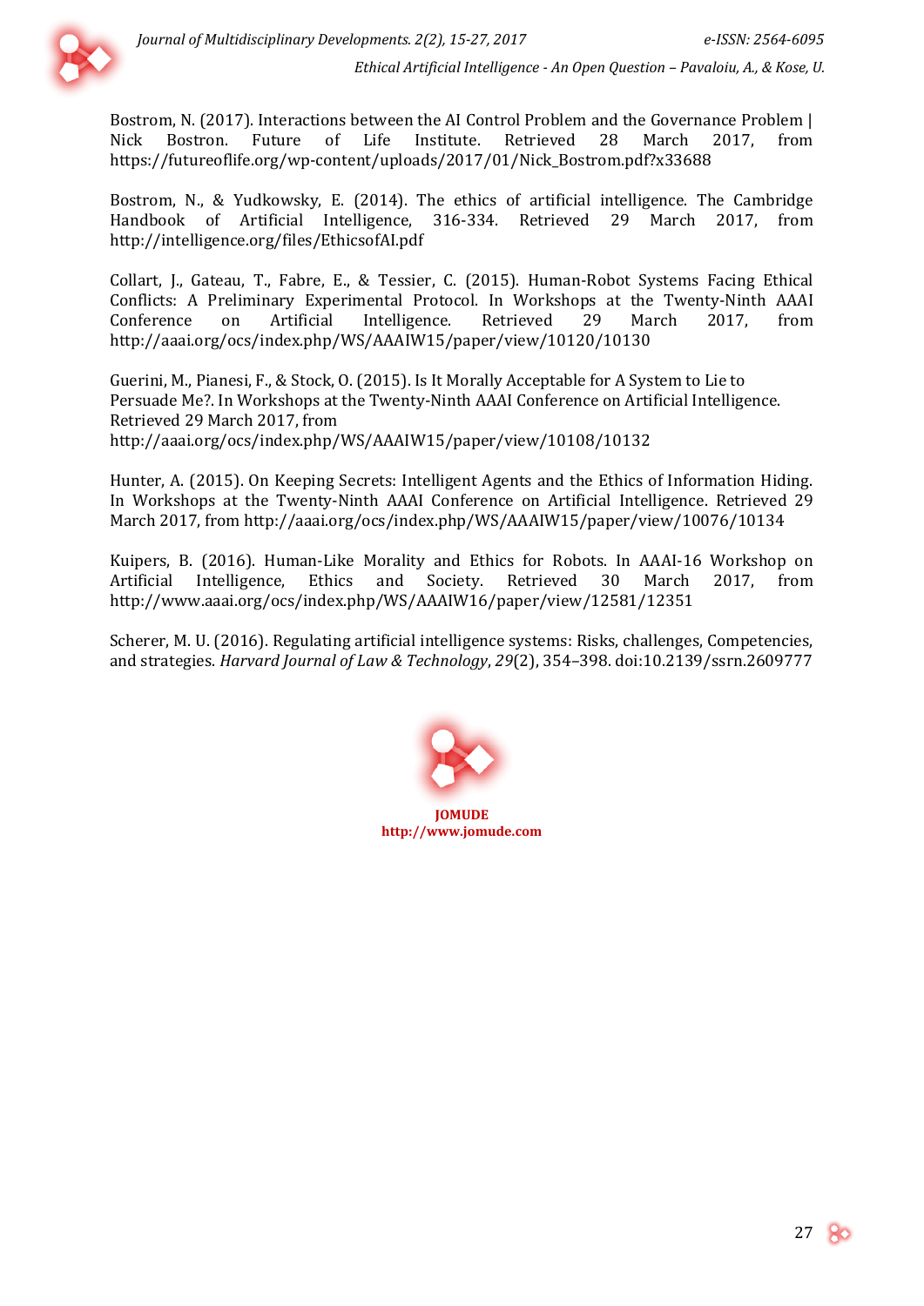Bostrom, N. (2017). Interactions between the AI Control Problem and the Governance Problem | Nick Bostron. Future of Life Institute. Retrieved 28 March 2017, from https://futureoflife.org/wp-content/uploads/2017/01/Nick_Bostrom.pdf?x33688

Bostrom, N., & Yudkowsky, E. (2014). The ethics of artificial intelligence. The Cambridge Handbook of Artificial Intelligence, 316-334. Retrieved 29 March 2017, from http://intelligence.org/files/EthicsofAI.pdf

Collart, J., Gateau, T., Fabre, E., & Tessier, C. (2015). Human-Robot Systems Facing Ethical Conflicts: A Preliminary Experimental Protocol. In Workshops at the Twenty-Ninth AAAI Conference on Artificial Intelligence. Retrieved 29 March 2017, from http://aaai.org/ocs/index.php/WS/AAAIW15/paper/view/10120/10130

Guerini, M., Pianesi, F., & Stock, O. (2015). Is It Morally Acceptable for A System to Lie to Persuade Me?. In Workshops at the Twenty-Ninth AAAI Conference on Artificial Intelligence. Retrieved 29 March 2017, from http://aaai.org/ocs/index.php/WS/AAAIW15/paper/view/10108/10132

Hunter, A. (2015). On Keeping Secrets: Intelligent Agents and the Ethics of Information Hiding. In Workshops at the Twenty-Ninth AAAI Conference on Artificial Intelligence. Retrieved 29 March 2017, from http://aaai.org/ocs/index.php/WS/AAAIW15/paper/view/10076/10134

Kuipers, B. (2016). Human-Like Morality and Ethics for Robots. In AAAI-16 Workshop on Artificial Intelligence, Ethics and Society. Retrieved 30 March 2017, from http://www.aaai.org/ocs/index.php/WS/AAAIW16/paper/view/12581/12351

Scherer, M. U. (2016). Regulating artificial intelligence systems: Risks, challenges, Competencies, and strategies. *Harvard Journal of Law & Technology*, *29*(2), 354–398. doi:10.2139/ssrn.2609777

**JOMUDE**
**http://www.jomude.com**